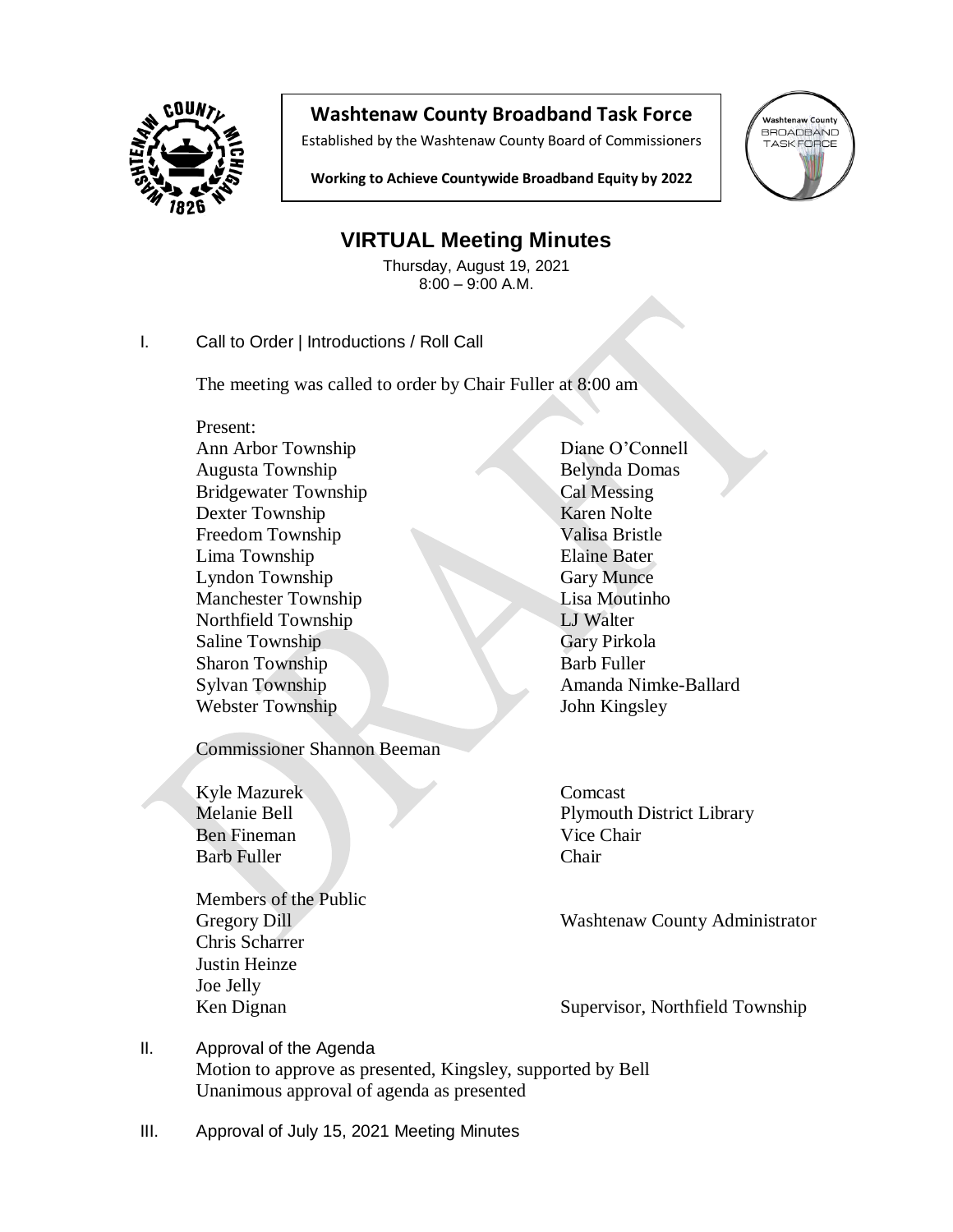# Washtenaw County Broadband Task Force

Established by the Washtenaw County Board of Commissioners

**Working to Achieve Countywide Broadband Equity by 2022**

## VIRTUAL Meeting Minutes

Thursday, August 19, 2021
8:00 – 9:00 A.M.

I. Call to Order | Introductions / Roll Call

The meeting was called to order by Chair Fuller at 8:00 am

Present:

| | |
|---|---|
| Ann Arbor Township | Diane O'Connell |
| Augusta Township | Belynda Domas |
| Bridgewater Township | Cal Messing |
| Dexter Township | Karen Nolte |
| Freedom Township | Valisa Bristle |
| Lima Township | Elaine Bater |
| Lyndon Township | Gary Munce |
| Manchester Township | Lisa Moutinho |
| Northfield Township | LJ Walter |
| Saline Township | Gary Pirkola |
| Sharon Township | Barb Fuller |
| Sylvan Township | Amanda Nimke-Ballard |
| Webster Township | John Kingsley |

Commissioner Shannon Beeman

| | |
|---|---|
| Kyle Mazurek | Comcast |
| Melanie Bell | Plymouth District Library |
| Ben Fineman | Vice Chair |
| Barb Fuller | Chair |

Members of the Public

| | |
|---|---|
| Gregory Dill | Washtenaw County Administrator |
| Chris Scharrer | |
| Justin Heinze | |
| Joe Jelly | |
| Ken Dignan | Supervisor, Northfield Township |

II. Approval of the Agenda
Motion to approve as presented, Kingsley, supported by Bell
Unanimous approval of agenda as presented

III. Approval of July 15, 2021 Meeting Minutes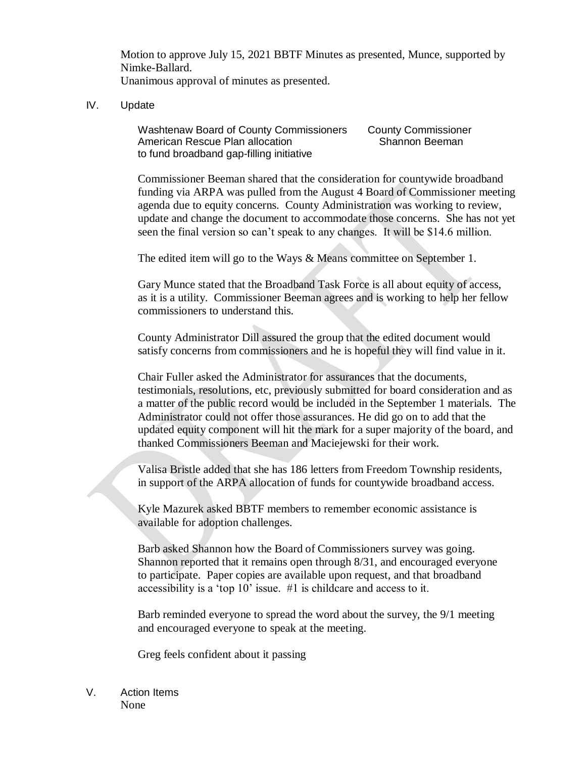Motion to approve July 15, 2021 BBTF Minutes as presented, Munce, supported by Nimke-Ballard.
Unanimous approval of minutes as presented.

IV. Update

| Washtenaw Board of County Commissioners American Rescue Plan allocation to fund broadband gap-filling initiative | County Commissioner Shannon Beeman |
|---|---|

Commissioner Beeman shared that the consideration for countywide broadband funding via ARPA was pulled from the August 4 Board of Commissioner meeting agenda due to equity concerns. County Administration was working to review, update and change the document to accommodate those concerns. She has not yet seen the final version so can't speak to any changes. It will be $14.6 million.

The edited item will go to the Ways & Means committee on September 1.

Gary Munce stated that the Broadband Task Force is all about equity of access, as it is a utility. Commissioner Beeman agrees and is working to help her fellow commissioners to understand this.

County Administrator Dill assured the group that the edited document would satisfy concerns from commissioners and he is hopeful they will find value in it.

Chair Fuller asked the Administrator for assurances that the documents, testimonials, resolutions, etc, previously submitted for board consideration and as a matter of the public record would be included in the September 1 materials. The Administrator could not offer those assurances. He did go on to add that the updated equity component will hit the mark for a super majority of the board, and thanked Commissioners Beeman and Maciejewski for their work.

Valisa Bristle added that she has 186 letters from Freedom Township residents, in support of the ARPA allocation of funds for countywide broadband access.

Kyle Mazurek asked BBTF members to remember economic assistance is available for adoption challenges.

Barb asked Shannon how the Board of Commissioners survey was going. Shannon reported that it remains open through 8/31, and encouraged everyone to participate. Paper copies are available upon request, and that broadband accessibility is a 'top 10' issue. #1 is childcare and access to it.

Barb reminded everyone to spread the word about the survey, the 9/1 meeting and encouraged everyone to speak at the meeting.

Greg feels confident about it passing

V. Action Items
None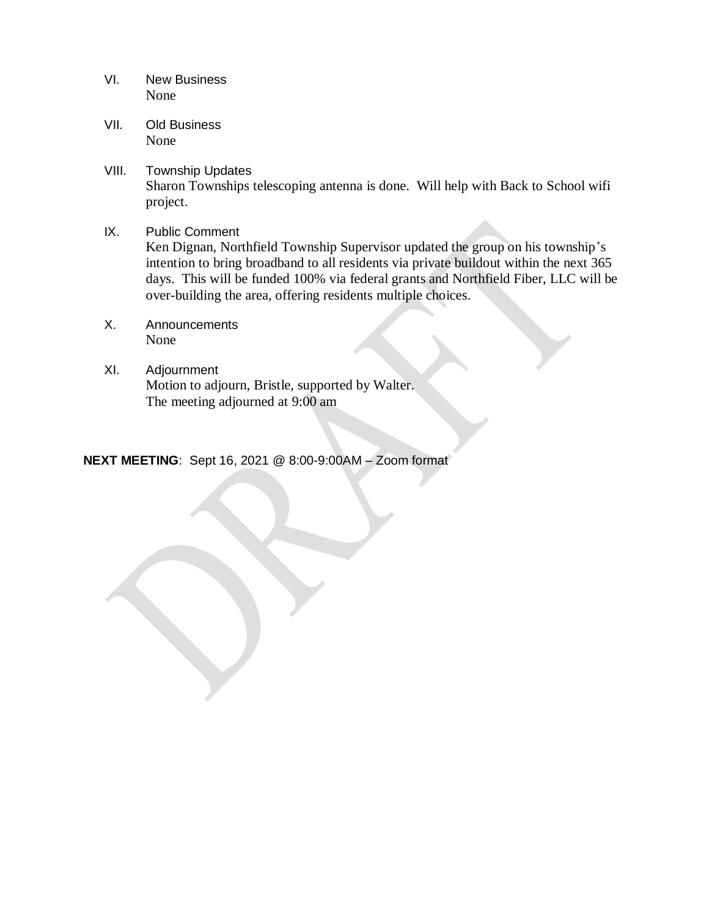VI. New Business
None

VII. Old Business
None

VIII. Township Updates
Sharon Townships telescoping antenna is done. Will help with Back to School wifi project.

IX. Public Comment
Ken Dignan, Northfield Township Supervisor updated the group on his township's intention to bring broadband to all residents via private buildout within the next 365 days. This will be funded 100% via federal grants and Northfield Fiber, LLC will be over-building the area, offering residents multiple choices.

X. Announcements
None

XI. Adjournment
Motion to adjourn, Bristle, supported by Walter.
The meeting adjourned at 9:00 am

**NEXT MEETING**: Sept 16, 2021 @ 8:00-9:00AM – Zoom format